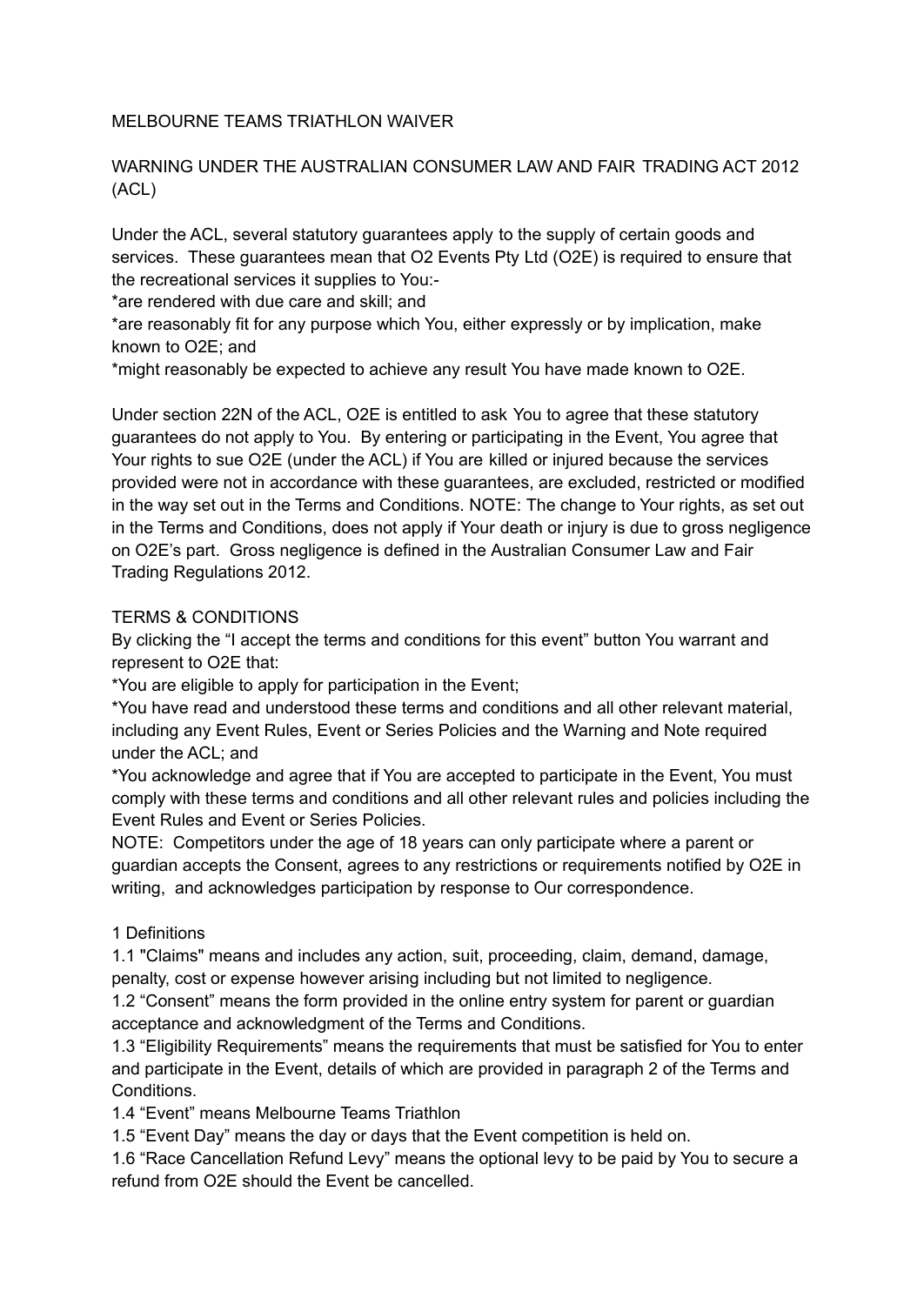# MELBOURNE TEAMS TRIATHLON WAIVER

## WARNING UNDER THE AUSTRALIAN CONSUMER LAW AND FAIR TRADING ACT 2012 (ACL)

Under the ACL, several statutory guarantees apply to the supply of certain goods and services. These guarantees mean that O2 Events Pty Ltd (O2E) is required to ensure that the recreational services it supplies to You:-

*are rendered with due care and skill; and

*are reasonably fit for any purpose which You, either expressly or by implication, make known to O2E; and

*might reasonably be expected to achieve any result You have made known to O2E.

Under section 22N of the ACL, O2E is entitled to ask You to agree that these statutory guarantees do not apply to You. By entering or participating in the Event, You agree that Your rights to sue O2E (under the ACL) if You are killed or injured because the services provided were not in accordance with these guarantees, are excluded, restricted or modified in the way set out in the Terms and Conditions. NOTE: The change to Your rights, as set out in the Terms and Conditions, does not apply if Your death or injury is due to gross negligence on O2E's part. Gross negligence is defined in the Australian Consumer Law and Fair Trading Regulations 2012.

## TERMS & CONDITIONS

By clicking the "I accept the terms and conditions for this event" button You warrant and represent to O2E that:

*You are eligible to apply for participation in the Event;

*You have read and understood these terms and conditions and all other relevant material, including any Event Rules, Event or Series Policies and the Warning and Note required under the ACL; and

*You acknowledge and agree that if You are accepted to participate in the Event, You must comply with these terms and conditions and all other relevant rules and policies including the Event Rules and Event or Series Policies.

NOTE: Competitors under the age of 18 years can only participate where a parent or guardian accepts the Consent, agrees to any restrictions or requirements notified by O2E in writing, and acknowledges participation by response to Our correspondence.

### 1 Definitions

1.1 "Claims" means and includes any action, suit, proceeding, claim, demand, damage, penalty, cost or expense however arising including but not limited to negligence.

1.2 "Consent" means the form provided in the online entry system for parent or guardian acceptance and acknowledgment of the Terms and Conditions.

1.3 "Eligibility Requirements" means the requirements that must be satisfied for You to enter and participate in the Event, details of which are provided in paragraph 2 of the Terms and Conditions.

1.4 "Event" means Melbourne Teams Triathlon

1.5 "Event Day" means the day or days that the Event competition is held on.

1.6 "Race Cancellation Refund Levy" means the optional levy to be paid by You to secure a refund from O2E should the Event be cancelled.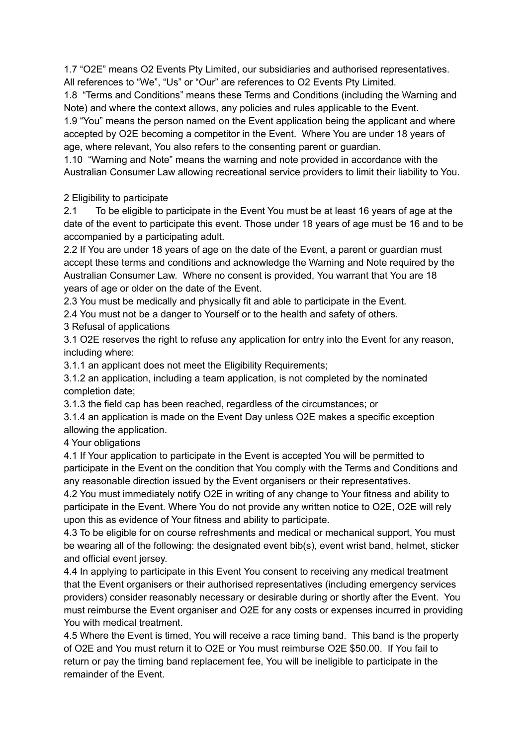1.7 “O2E” means O2 Events Pty Limited, our subsidiaries and authorised representatives. All references to “We”, “Us” or “Our” are references to O2 Events Pty Limited.

1.8 “Terms and Conditions” means these Terms and Conditions (including the Warning and Note) and where the context allows, any policies and rules applicable to the Event.

1.9 “You” means the person named on the Event application being the applicant and where accepted by O2E becoming a competitor in the Event. Where You are under 18 years of age, where relevant, You also refers to the consenting parent or guardian.

1.10 “Warning and Note” means the warning and note provided in accordance with the Australian Consumer Law allowing recreational service providers to limit their liability to You.

## 2 Eligibility to participate

2.1 To be eligible to participate in the Event You must be at least 16 years of age at the date of the event to participate this event. Those under 18 years of age must be 16 and to be accompanied by a participating adult.

2.2 If You are under 18 years of age on the date of the Event, a parent or guardian must accept these terms and conditions and acknowledge the Warning and Note required by the Australian Consumer Law. Where no consent is provided, You warrant that You are 18 years of age or older on the date of the Event.

2.3 You must be medically and physically fit and able to participate in the Event.

2.4 You must not be a danger to Yourself or to the health and safety of others.

## 3 Refusal of applications

3.1 O2E reserves the right to refuse any application for entry into the Event for any reason, including where:

3.1.1 an applicant does not meet the Eligibility Requirements;

3.1.2 an application, including a team application, is not completed by the nominated completion date;

3.1.3 the field cap has been reached, regardless of the circumstances; or

3.1.4 an application is made on the Event Day unless O2E makes a specific exception allowing the application.

## 4 Your obligations

4.1 If Your application to participate in the Event is accepted You will be permitted to participate in the Event on the condition that You comply with the Terms and Conditions and any reasonable direction issued by the Event organisers or their representatives.

4.2 You must immediately notify O2E in writing of any change to Your fitness and ability to participate in the Event. Where You do not provide any written notice to O2E, O2E will rely upon this as evidence of Your fitness and ability to participate.

4.3 To be eligible for on course refreshments and medical or mechanical support, You must be wearing all of the following: the designated event bib(s), event wrist band, helmet, sticker and official event jersey.

4.4 In applying to participate in this Event You consent to receiving any medical treatment that the Event organisers or their authorised representatives (including emergency services providers) consider reasonably necessary or desirable during or shortly after the Event. You must reimburse the Event organiser and O2E for any costs or expenses incurred in providing You with medical treatment.

4.5 Where the Event is timed, You will receive a race timing band. This band is the property of O2E and You must return it to O2E or You must reimburse O2E $50.00. If You fail to return or pay the timing band replacement fee, You will be ineligible to participate in the remainder of the Event.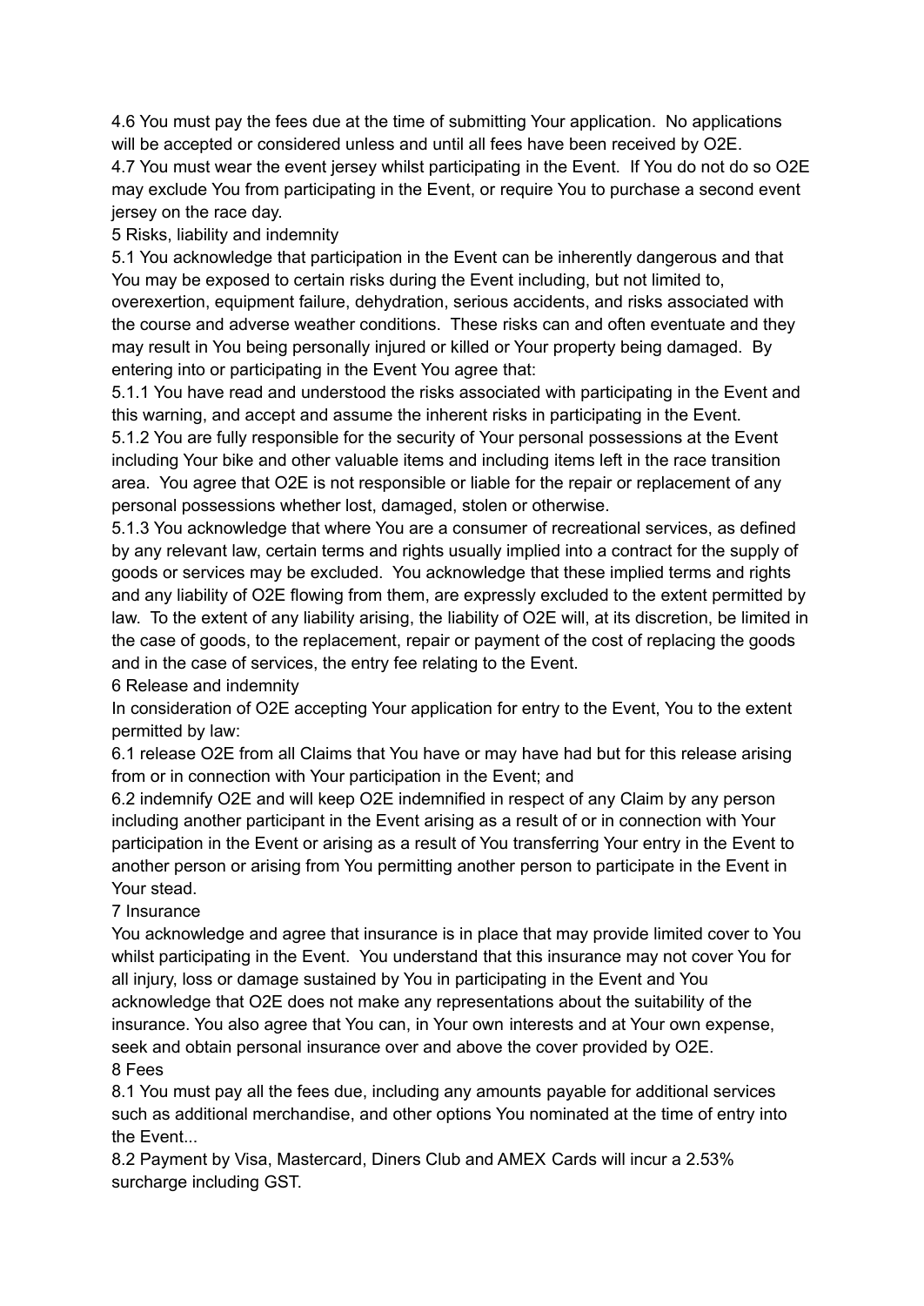4.6 You must pay the fees due at the time of submitting Your application. No applications will be accepted or considered unless and until all fees have been received by O2E.

4.7 You must wear the event jersey whilst participating in the Event. If You do not do so O2E may exclude You from participating in the Event, or require You to purchase a second event jersey on the race day.

## 5 Risks, liability and indemnity

5.1 You acknowledge that participation in the Event can be inherently dangerous and that You may be exposed to certain risks during the Event including, but not limited to, overexertion, equipment failure, dehydration, serious accidents, and risks associated with the course and adverse weather conditions. These risks can and often eventuate and they may result in You being personally injured or killed or Your property being damaged. By entering into or participating in the Event You agree that:

5.1.1 You have read and understood the risks associated with participating in the Event and this warning, and accept and assume the inherent risks in participating in the Event.

5.1.2 You are fully responsible for the security of Your personal possessions at the Event including Your bike and other valuable items and including items left in the race transition area. You agree that O2E is not responsible or liable for the repair or replacement of any personal possessions whether lost, damaged, stolen or otherwise.

5.1.3 You acknowledge that where You are a consumer of recreational services, as defined by any relevant law, certain terms and rights usually implied into a contract for the supply of goods or services may be excluded. You acknowledge that these implied terms and rights and any liability of O2E flowing from them, are expressly excluded to the extent permitted by law. To the extent of any liability arising, the liability of O2E will, at its discretion, be limited in the case of goods, to the replacement, repair or payment of the cost of replacing the goods and in the case of services, the entry fee relating to the Event.

## 6 Release and indemnity

In consideration of O2E accepting Your application for entry to the Event, You to the extent permitted by law:

6.1 release O2E from all Claims that You have or may have had but for this release arising from or in connection with Your participation in the Event; and

6.2 indemnify O2E and will keep O2E indemnified in respect of any Claim by any person including another participant in the Event arising as a result of or in connection with Your participation in the Event or arising as a result of You transferring Your entry in the Event to another person or arising from You permitting another person to participate in the Event in Your stead.

## 7 Insurance

You acknowledge and agree that insurance is in place that may provide limited cover to You whilst participating in the Event. You understand that this insurance may not cover You for all injury, loss or damage sustained by You in participating in the Event and You acknowledge that O2E does not make any representations about the suitability of the insurance. You also agree that You can, in Your own interests and at Your own expense, seek and obtain personal insurance over and above the cover provided by O2E.

## 8 Fees

8.1 You must pay all the fees due, including any amounts payable for additional services such as additional merchandise, and other options You nominated at the time of entry into the Event...

8.2 Payment by Visa, Mastercard, Diners Club and AMEX Cards will incur a 2.53% surcharge including GST.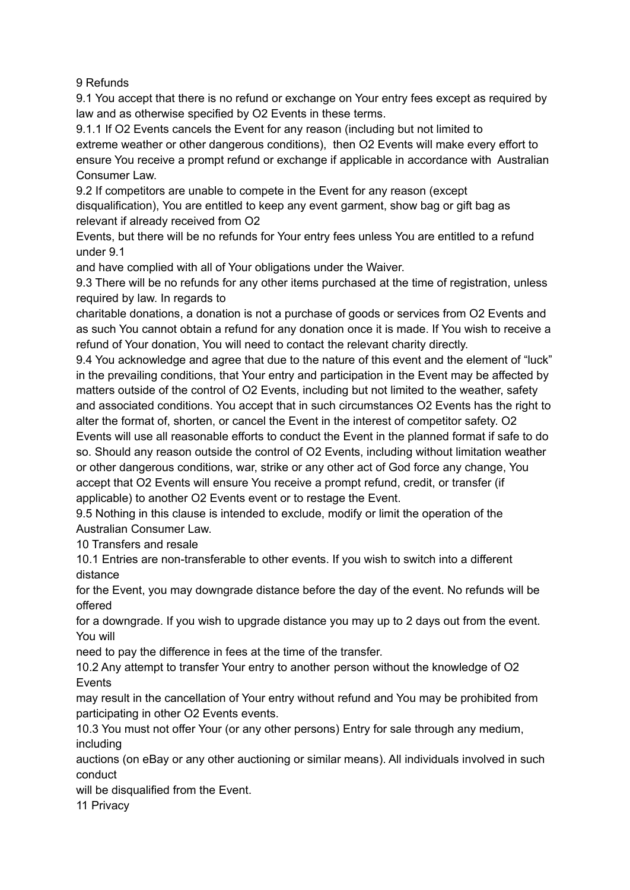## 9 Refunds

9.1 You accept that there is no refund or exchange on Your entry fees except as required by law and as otherwise specified by O2 Events in these terms.

9.1.1 If O2 Events cancels the Event for any reason (including but not limited to extreme weather or other dangerous conditions), then O2 Events will make every effort to ensure You receive a prompt refund or exchange if applicable in accordance with Australian Consumer Law.

9.2 If competitors are unable to compete in the Event for any reason (except disqualification), You are entitled to keep any event garment, show bag or gift bag as relevant if already received from O2 Events, but there will be no refunds for Your entry fees unless You are entitled to a refund under 9.1 and have complied with all of Your obligations under the Waiver.

9.3 There will be no refunds for any other items purchased at the time of registration, unless required by law. In regards to charitable donations, a donation is not a purchase of goods or services from O2 Events and as such You cannot obtain a refund for any donation once it is made. If You wish to receive a refund of Your donation, You will need to contact the relevant charity directly.

9.4 You acknowledge and agree that due to the nature of this event and the element of "luck" in the prevailing conditions, that Your entry and participation in the Event may be affected by matters outside of the control of O2 Events, including but not limited to the weather, safety and associated conditions. You accept that in such circumstances O2 Events has the right to alter the format of, shorten, or cancel the Event in the interest of competitor safety. O2 Events will use all reasonable efforts to conduct the Event in the planned format if safe to do so. Should any reason outside the control of O2 Events, including without limitation weather or other dangerous conditions, war, strike or any other act of God force any change, You accept that O2 Events will ensure You receive a prompt refund, credit, or transfer (if applicable) to another O2 Events event or to restage the Event.

9.5 Nothing in this clause is intended to exclude, modify or limit the operation of the Australian Consumer Law.

## 10 Transfers and resale

10.1 Entries are non-transferable to other events. If you wish to switch into a different distance for the Event, you may downgrade distance before the day of the event. No refunds will be offered for a downgrade. If you wish to upgrade distance you may up to 2 days out from the event. You will need to pay the difference in fees at the time of the transfer.

10.2 Any attempt to transfer Your entry to another person without the knowledge of O2 Events may result in the cancellation of Your entry without refund and You may be prohibited from participating in other O2 Events events.

10.3 You must not offer Your (or any other persons) Entry for sale through any medium, including auctions (on eBay or any other auctioning or similar means). All individuals involved in such conduct will be disqualified from the Event.

## 11 Privacy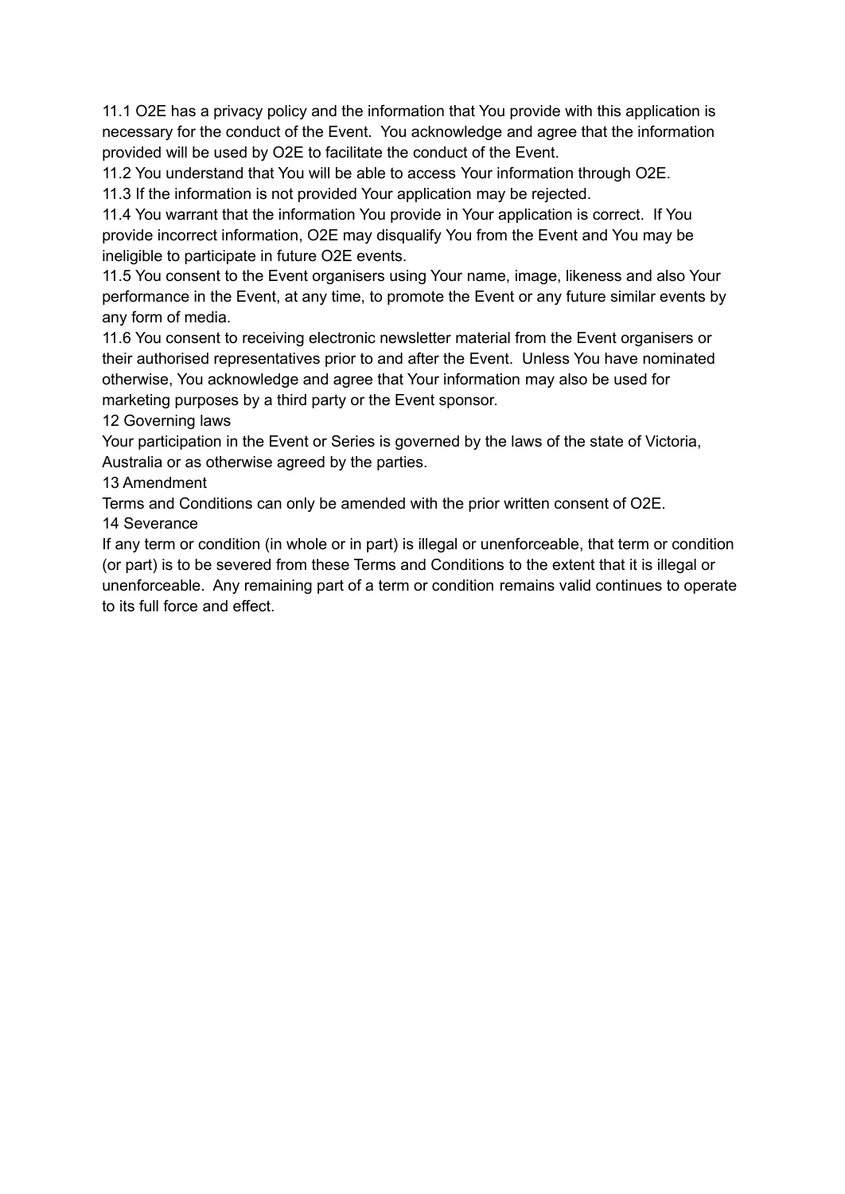11.1 O2E has a privacy policy and the information that You provide with this application is necessary for the conduct of the Event. You acknowledge and agree that the information provided will be used by O2E to facilitate the conduct of the Event.

11.2 You understand that You will be able to access Your information through O2E.

11.3 If the information is not provided Your application may be rejected.

11.4 You warrant that the information You provide in Your application is correct. If You provide incorrect information, O2E may disqualify You from the Event and You may be ineligible to participate in future O2E events.

11.5 You consent to the Event organisers using Your name, image, likeness and also Your performance in the Event, at any time, to promote the Event or any future similar events by any form of media.

11.6 You consent to receiving electronic newsletter material from the Event organisers or their authorised representatives prior to and after the Event. Unless You have nominated otherwise, You acknowledge and agree that Your information may also be used for marketing purposes by a third party or the Event sponsor.

## 12 Governing laws

Your participation in the Event or Series is governed by the laws of the state of Victoria, Australia or as otherwise agreed by the parties.

## 13 Amendment

Terms and Conditions can only be amended with the prior written consent of O2E.

## 14 Severance

If any term or condition (in whole or in part) is illegal or unenforceable, that term or condition (or part) is to be severed from these Terms and Conditions to the extent that it is illegal or unenforceable. Any remaining part of a term or condition remains valid continues to operate to its full force and effect.